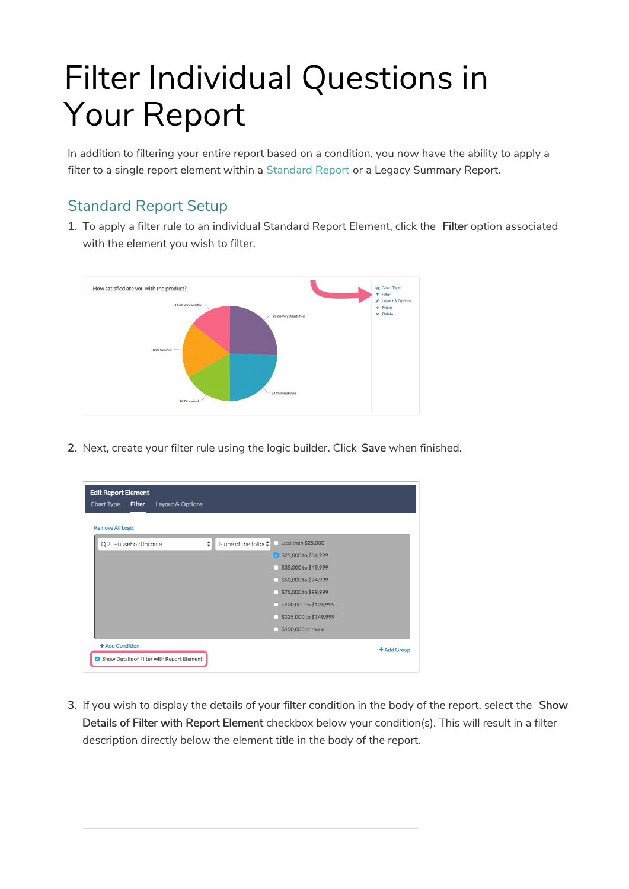# Filter Individual Questions in Your Report

In addition to filtering your entire report based on a condition, you now have the ability to apply a filter to a single report element within a Standard Report or a Legacy Summary Report.

## Standard Report Setup

1. To apply a filter rule to an individual Standard Report Element, click the **Filter** option associated with the element you wish to filter.

2. Next, create your filter rule using the logic builder. Click **Save** when finished.

3. If you wish to display the details of your filter condition in the body of the report, select the **Show Details of Filter with Report Element** checkbox below your condition(s). This will result in a filter description directly below the element title in the body of the report.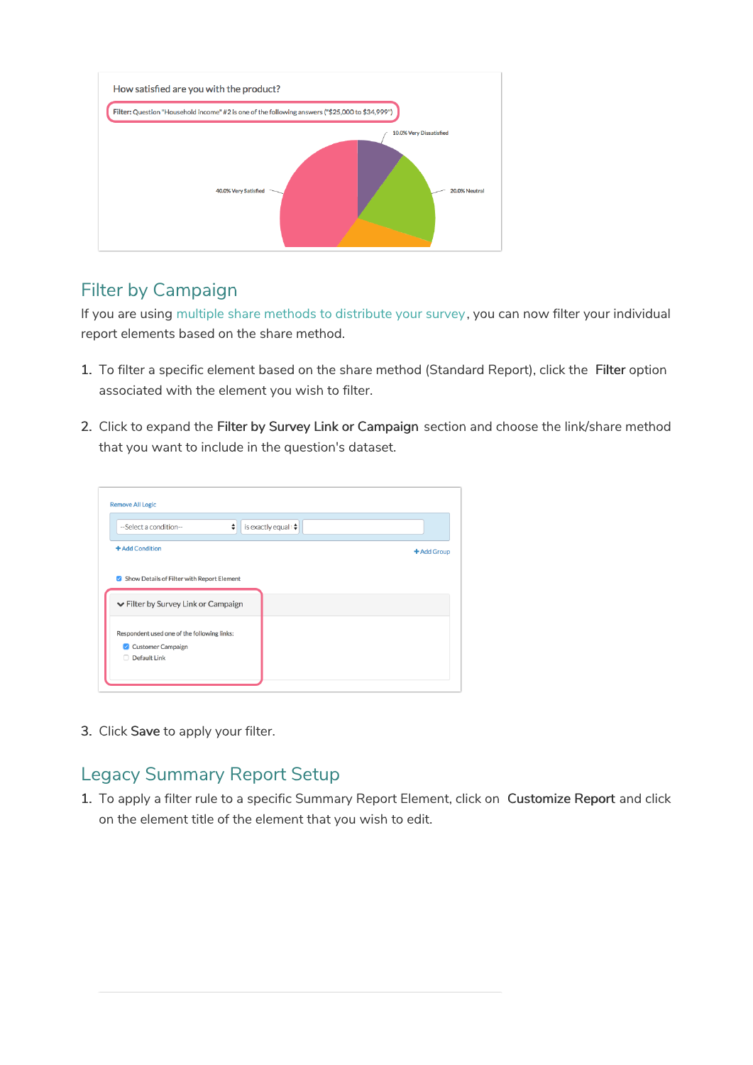## Filter by Campaign

If you are using multiple share methods to distribute your survey, you can now filter your individual report elements based on the share method.

1. To filter a specific element based on the share method (Standard Report), click the **Filter** option associated with the element you wish to filter.

2. Click to expand the **Filter by Survey Link or Campaign** section and choose the link/share method that you want to include in the question's dataset.

3. Click **Save** to apply your filter.

## Legacy Summary Report Setup

1. To apply a filter rule to a specific Summary Report Element, click on **Customize Report** and click on the element title of the element that you wish to edit.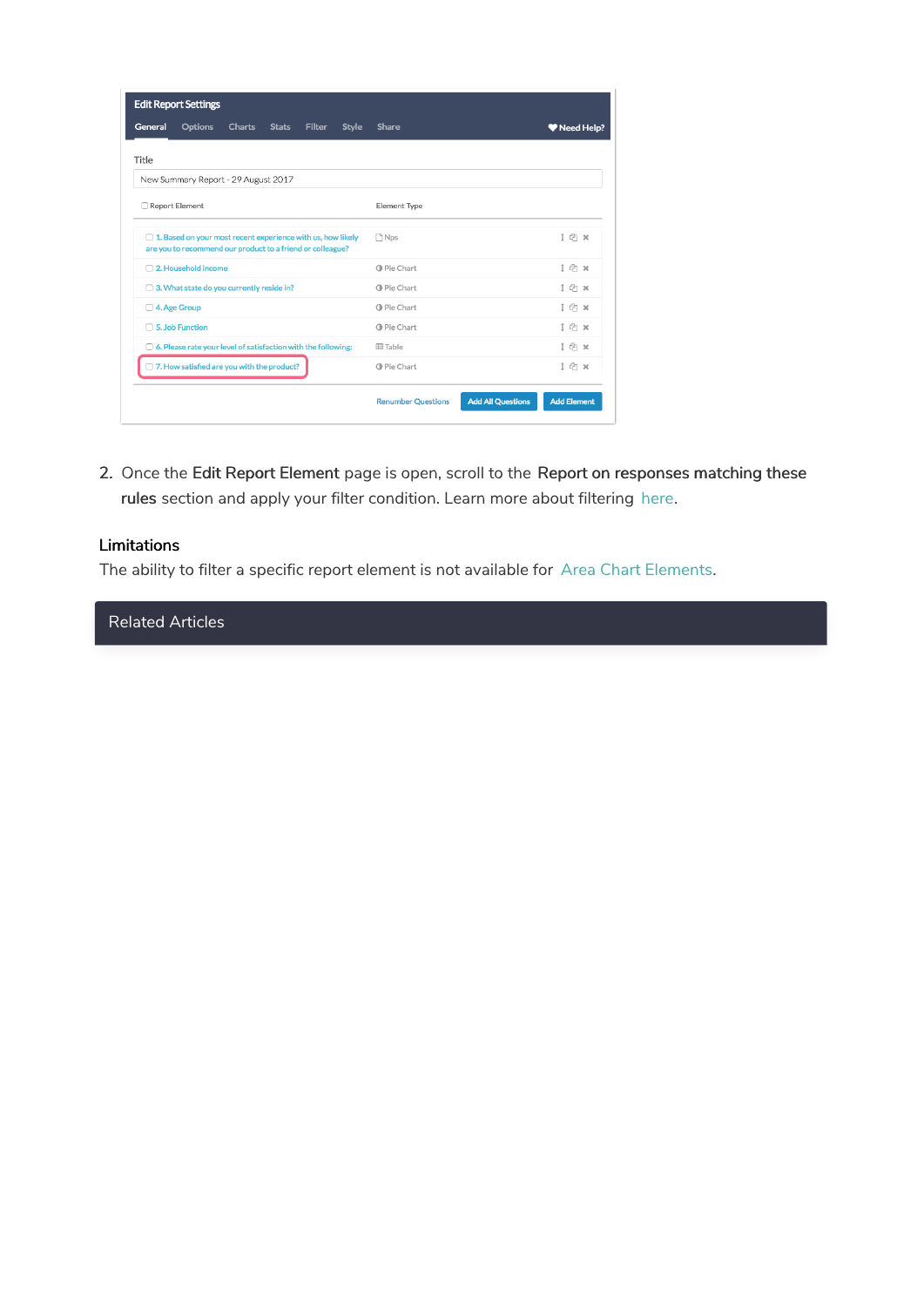2. Once the **Edit Report Element** page is open, scroll to the **Report on responses matching these rules** section and apply your filter condition. Learn more about filtering here.

### Limitations

The ability to filter a specific report element is not available for Area Chart Elements.

## Related Articles